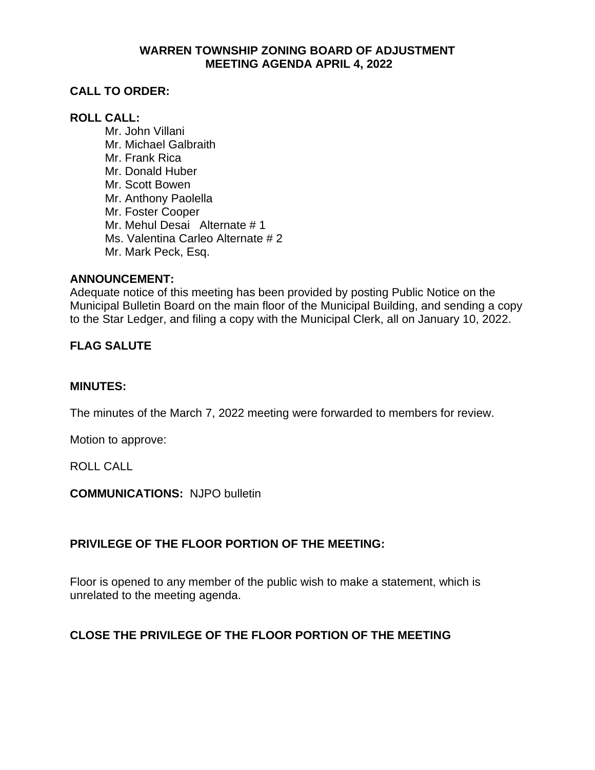# WARREN TOWNSHIP ZONING BOARD OF ADJUSTMENT
# MEETING AGENDA APRIL 4, 2022

**CALL TO ORDER:**

**ROLL CALL:**

Mr. John Villani
Mr. Michael Galbraith
Mr. Frank Rica
Mr. Donald Huber
Mr. Scott Bowen
Mr. Anthony Paolella
Mr. Foster Cooper
Mr. Mehul Desai Alternate # 1
Ms. Valentina Carleo Alternate # 2
Mr. Mark Peck, Esq.

**ANNOUNCEMENT:**

Adequate notice of this meeting has been provided by posting Public Notice on the Municipal Bulletin Board on the main floor of the Municipal Building, and sending a copy to the Star Ledger, and filing a copy with the Municipal Clerk, all on January 10, 2022.

**FLAG SALUTE**

**MINUTES:**

The minutes of the March 7, 2022 meeting were forwarded to members for review.

Motion to approve:

ROLL CALL

**COMMUNICATIONS:** NJPO bulletin

**PRIVILEGE OF THE FLOOR PORTION OF THE MEETING:**

Floor is opened to any member of the public wish to make a statement, which is unrelated to the meeting agenda.

**CLOSE THE PRIVILEGE OF THE FLOOR PORTION OF THE MEETING**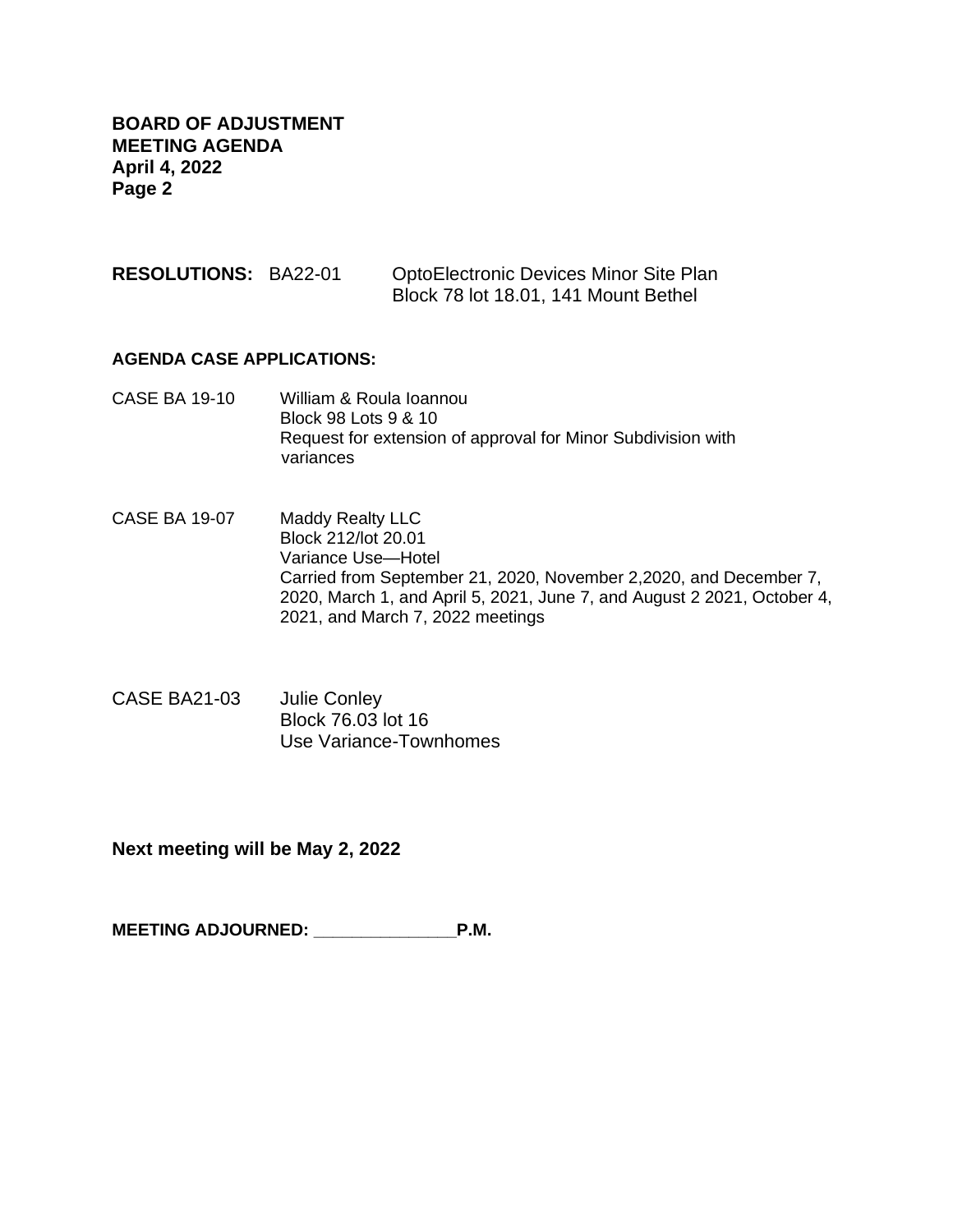**RESOLUTIONS:** BA22-01 OptoElectronic Devices Minor Site Plan
Block 78 lot 18.01, 141 Mount Bethel

**AGENDA CASE APPLICATIONS:**

CASE BA 19-10 William & Roula Ioannou
Block 98 Lots 9 & 10
Request for extension of approval for Minor Subdivision with variances

CASE BA 19-07 Maddy Realty LLC
Block 212/lot 20.01
Variance Use—Hotel
Carried from September 21, 2020, November 2,2020, and December 7, 2020, March 1, and April 5, 2021, June 7, and August 2 2021, October 4, 2021, and March 7, 2022 meetings

CASE BA21-03 Julie Conley
Block 76.03 lot 16
Use Variance-Townhomes

**Next meeting will be May 2, 2022**

**MEETING ADJOURNED: _______________P.M.**